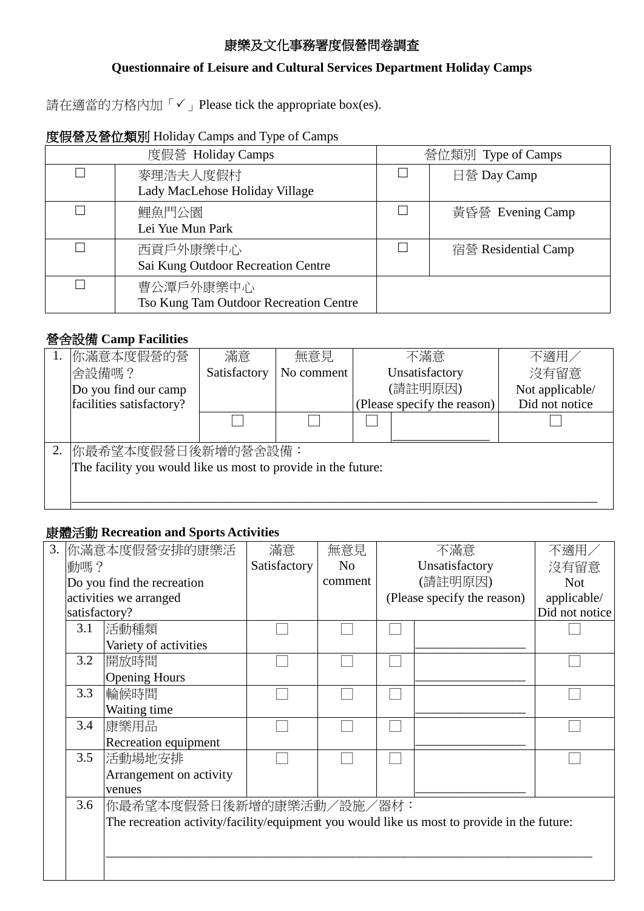# 康樂及文化事務署度假營問卷調查

## Questionnaire of Leisure and Cultural Services Department Holiday Camps

請在適當的方格內加「✓」Please tick the appropriate box(es).

### 度假營及營位類別 Holiday Camps and Type of Camps

| 度假營 Holiday Camps | | 營位類別 Type of Camps | |
|---|---|---|---|
| ☐ | 麥理浩夫人度假村<br>Lady MacLehose Holiday Village | ☐ | 日營 Day Camp |
| ☐ | 鯉魚門公園<br>Lei Yue Mun Park | ☐ | 黃昏營 Evening Camp |
| ☐ | 西貢戶外康樂中心<br>Sai Kung Outdoor Recreation Centre | ☐ | 宿營 Residential Camp |
| ☐ | 曹公潭戶外康樂中心<br>Tso Kung Tam Outdoor Recreation Centre | | |

### 營舍設備 Camp Facilities

| | | 滿意<br>Satisfactory | 無意見<br>No comment | 不滿意<br>Unsatisfactory<br>(請註明原因)<br>(Please specify the reason) | | 不適用／<br>沒有留意<br>Not applicable/<br>Did not notice |
|---|---|---|---|---|---|---|
| 1. | 你滿意本度假營的營舍設備嗎？<br>Do you find our camp facilities satisfactory? | ☐ | ☐ | ☐ | ________________ | ☐ |
| 2. | 你最希望本度假營日後新增的營舍設備：<br>The facility you would like us most to provide in the future:<br>________________________________________ | | | | | |

### 康體活動 Recreation and Sports Activities

| | | | 滿意<br>Satisfactory | 無意見<br>No comment | 不滿意<br>Unsatisfactory<br>(請註明原因)<br>(Please specify the reason) | | 不適用／<br>沒有留意<br>Not applicable/<br>Did not notice |
|---|---|---|---|---|---|---|---|
| 3. | 你滿意本度假營安排的康樂活動嗎？<br>Do you find the recreation activities we arranged satisfactory? | | | | | | |
| | 3.1 | 活動種類<br>Variety of activities | ☐ | ☐ | ☐ | ________________ | ☐ |
| | 3.2 | 開放時間<br>Opening Hours | ☐ | ☐ | ☐ | ________________ | ☐ |
| | 3.3 | 輪候時間<br>Waiting time | ☐ | ☐ | ☐ | ________________ | ☐ |
| | 3.4 | 康樂用品<br>Recreation equipment | ☐ | ☐ | ☐ | ________________ | ☐ |
| | 3.5 | 活動場地安排<br>Arrangement on activity venues | ☐ | ☐ | ☐ | ________________ | ☐ |
| | 3.6 | 你最希望本度假營日後新增的康樂活動／設施／器材：<br>The recreation activity/facility/equipment you would like us most to provide in the future:<br>________________________________________ | | | | | |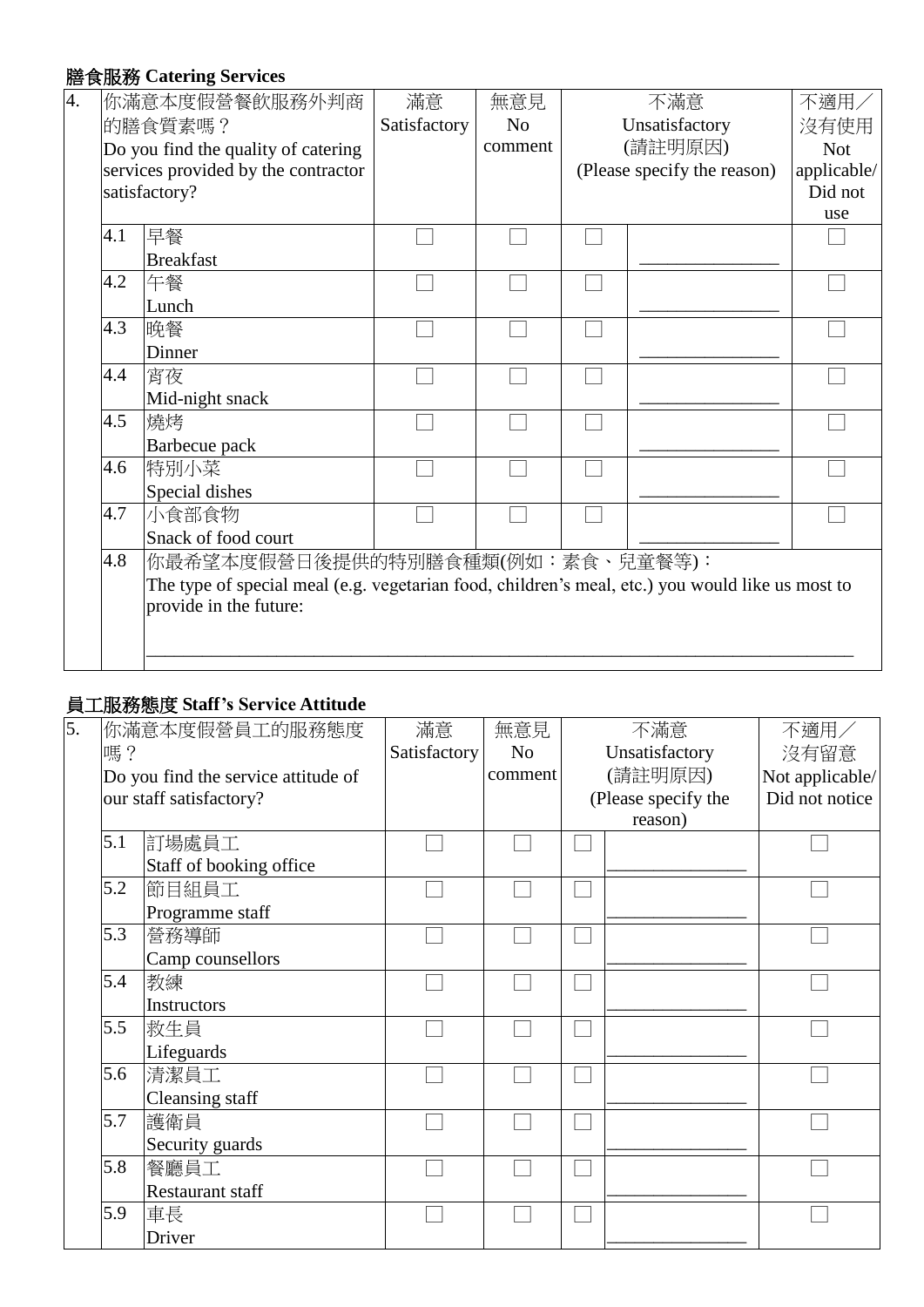## 膳食服務 Catering Services

| 4. | 你滿意本度假營餐飲服務外判商的膳食質素嗎？ Do you find the quality of catering services provided by the contractor satisfactory? | | 滿意 Satisfactory | 無意見 No comment | 不滿意 Unsatisfactory (請註明原因) (Please specify the reason) | | 不適用／沒有使用 Not applicable/ Did not use |
|---|---|---|---|---|---|---|---|
| | 4.1 | 早餐 Breakfast | ☐ | ☐ | ☐ | ______________ | ☐ |
| | 4.2 | 午餐 Lunch | ☐ | ☐ | ☐ | ______________ | ☐ |
| | 4.3 | 晚餐 Dinner | ☐ | ☐ | ☐ | ______________ | ☐ |
| | 4.4 | 宵夜 Mid-night snack | ☐ | ☐ | ☐ | ______________ | ☐ |
| | 4.5 | 燒烤 Barbecue pack | ☐ | ☐ | ☐ | ______________ | ☐ |
| | 4.6 | 特別小菜 Special dishes | ☐ | ☐ | ☐ | ______________ | ☐ |
| | 4.7 | 小食部食物 Snack of food court | ☐ | ☐ | ☐ | ______________ | ☐ |
| | 4.8 | 你最希望本度假營日後提供的特別膳食種類(例如：素食、兒童餐等)： The type of special meal (e.g. vegetarian food, children's meal, etc.) you would like us most to provide in the future: ______________________________________________ | | | | | |

## 員工服務態度 Staff's Service Attitude

| 5. | 你滿意本度假營員工的服務態度嗎？ Do you find the service attitude of our staff satisfactory? | | 滿意 Satisfactory | 無意見 No comment | 不滿意 Unsatisfactory (請註明原因) (Please specify the reason) | | 不適用／沒有留意 Not applicable/ Did not notice |
|---|---|---|---|---|---|---|---|
| | 5.1 | 訂場處員工 Staff of booking office | ☐ | ☐ | ☐ | ______________ | ☐ |
| | 5.2 | 節目組員工 Programme staff | ☐ | ☐ | ☐ | ______________ | ☐ |
| | 5.3 | 營務導師 Camp counsellors | ☐ | ☐ | ☐ | ______________ | ☐ |
| | 5.4 | 教練 Instructors | ☐ | ☐ | ☐ | ______________ | ☐ |
| | 5.5 | 救生員 Lifeguards | ☐ | ☐ | ☐ | ______________ | ☐ |
| | 5.6 | 清潔員工 Cleansing staff | ☐ | ☐ | ☐ | ______________ | ☐ |
| | 5.7 | 護衛員 Security guards | ☐ | ☐ | ☐ | ______________ | ☐ |
| | 5.8 | 餐廳員工 Restaurant staff | ☐ | ☐ | ☐ | ______________ | ☐ |
| | 5.9 | 車長 Driver | ☐ | ☐ | ☐ | ______________ | ☐ |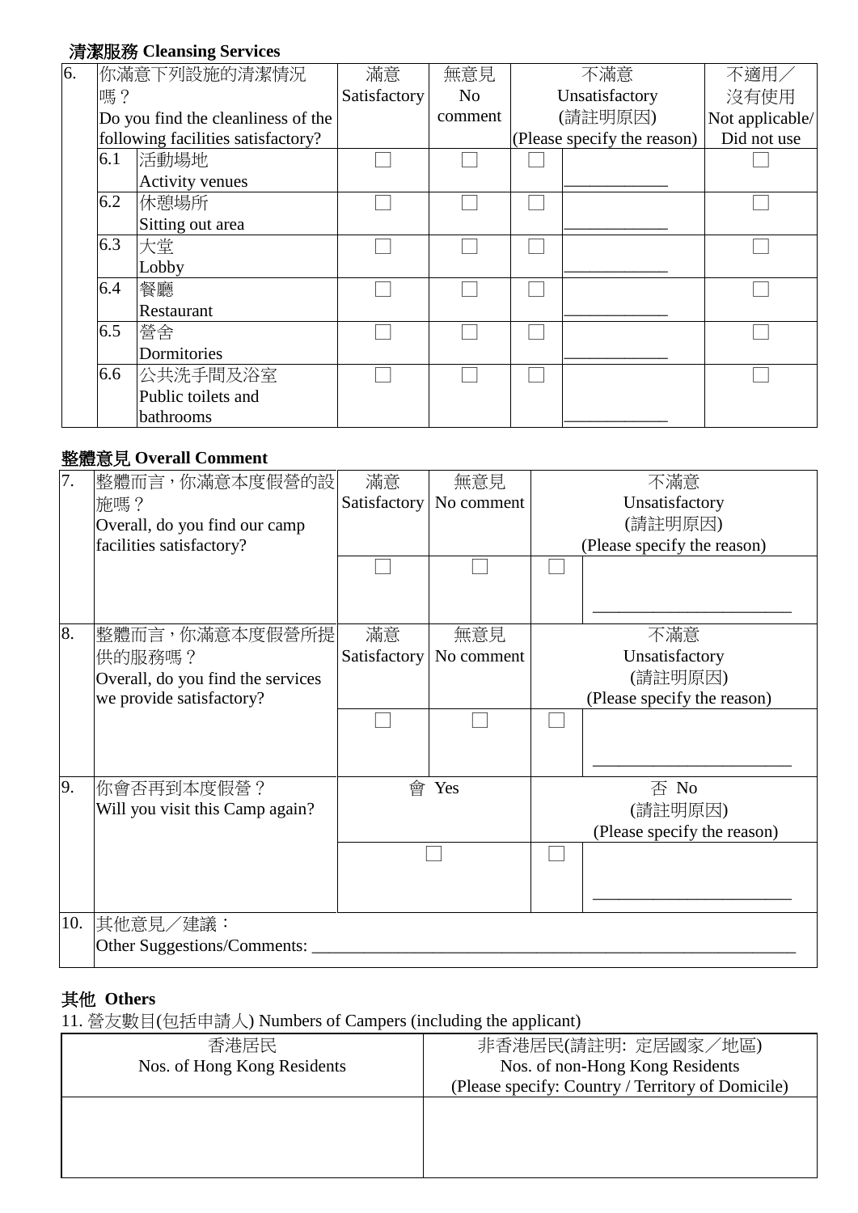**清潔服務 Cleansing Services**

| 6. | 你滿意下列設施的清潔情況嗎？ Do you find the cleanliness of the following facilities satisfactory? | | 滿意 Satisfactory | 無意見 No comment | 不滿意 Unsatisfactory (請註明原因) (Please specify the reason) | | 不適用／沒有使用 Not applicable/ Did not use |
|---|---|---|---|---|---|---|---|
| | 6.1 | 活動場地 Activity venues | ☐ | ☐ | ☐ | ____________ | ☐ |
| | 6.2 | 休憩場所 Sitting out area | ☐ | ☐ | ☐ | ____________ | ☐ |
| | 6.3 | 大堂 Lobby | ☐ | ☐ | ☐ | ____________ | ☐ |
| | 6.4 | 餐廳 Restaurant | ☐ | ☐ | ☐ | ____________ | ☐ |
| | 6.5 | 營舍 Dormitories | ☐ | ☐ | ☐ | ____________ | ☐ |
| | 6.6 | 公共洗手間及浴室 Public toilets and bathrooms | ☐ | ☐ | ☐ | ____________ | ☐ |

**整體意見 Overall Comment**

| 7. | 整體而言，你滿意本度假營的設施嗎？ Overall, do you find our camp facilities satisfactory? | 滿意 Satisfactory | 無意見 No comment | 不滿意 Unsatisfactory (請註明原因) (Please specify the reason) | |
|---|---|---|---|---|---|
| | | ☐ | ☐ | ☐ | ______________________ |
| 8. | 整體而言，你滿意本度假營所提供的服務嗎？ Overall, do you find the services we provide satisfactory? | 滿意 Satisfactory | 無意見 No comment | 不滿意 Unsatisfactory (請註明原因) (Please specify the reason) | |
| | | ☐ | ☐ | ☐ | ______________________ |
| 9. | 你會否再到本度假營？ Will you visit this Camp again? | 會 Yes | | 否 No (請註明原因) (Please specify the reason) | |
| | | ☐ | | ☐ | ______________________ |
| 10. | 其他意見／建議： Other Suggestions/Comments: ______________________________________________________ | | | | |

**其他 Others**

11. 營友數目(包括申請人) Numbers of Campers (including the applicant)

| 香港居民 Nos. of Hong Kong Residents | 非香港居民(請註明: 定居國家／地區) Nos. of non-Hong Kong Residents (Please specify: Country / Territory of Domicile) |
|---|---|
| | |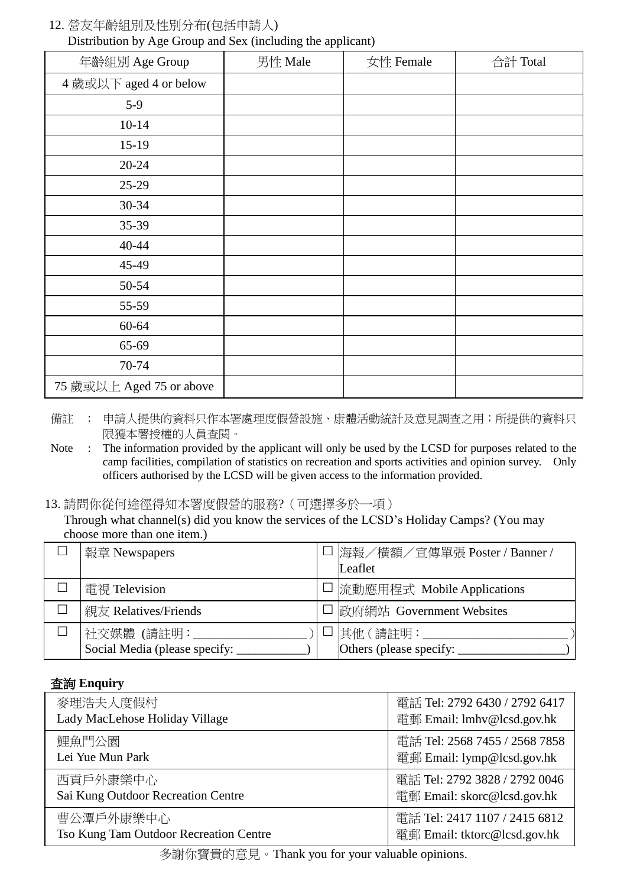12. 營友年齡組別及性別分布(包括申請人)
Distribution by Age Group and Sex (including the applicant)

| 年齡組別 Age Group | 男性 Male | 女性 Female | 合計 Total |
|---|---|---|---|
| 4 歲或以下 aged 4 or below | | | |
| 5-9 | | | |
| 10-14 | | | |
| 15-19 | | | |
| 20-24 | | | |
| 25-29 | | | |
| 30-34 | | | |
| 35-39 | | | |
| 40-44 | | | |
| 45-49 | | | |
| 50-54 | | | |
| 55-59 | | | |
| 60-64 | | | |
| 65-69 | | | |
| 70-74 | | | |
| 75 歲或以上 Aged 75 or above | | | |

備註 ： 申請人提供的資料只作本署處理度假營設施、康體活動統計及意見調查之用；所提供的資料只限獲本署授權的人員查閱。

Note : The information provided by the applicant will only be used by the LCSD for purposes related to the camp facilities, compilation of statistics on recreation and sports activities and opinion survey. Only officers authorised by the LCSD will be given access to the information provided.

13. 請問你從何途徑得知本署度假營的服務?（可選擇多於一項）
Through what channel(s) did you know the services of the LCSD's Holiday Camps? (You may choose more than one item.)

| | | | |
|---|---|---|---|
| ☐ | 報章 Newspapers | ☐ | 海報／橫額／宣傳單張 Poster / Banner / Leaflet |
| ☐ | 電視 Television | ☐ | 流動應用程式 Mobile Applications |
| ☐ | 親友 Relatives/Friends | ☐ | 政府網站 Government Websites |
| ☐ | 社交媒體 (請註明：\_\_\_\_\_\_\_\_\_\_\_\_\_\_\_\_\_\_) Social Media (please specify: \_\_\_\_\_\_\_\_\_\_\_\_) | ☐ | 其他（請註明：\_\_\_\_\_\_\_\_\_\_\_\_\_\_\_\_\_\_\_\_\_\_\_\_） Others (please specify: \_\_\_\_\_\_\_\_\_\_\_\_\_\_\_\_\_\_) |

**查詢 Enquiry**

| | |
|---|---|
| 麥理浩夫人度假村<br>Lady MacLehose Holiday Village | 電話 Tel: 2792 6430 / 2792 6417<br>電郵 Email: lmhv@lcsd.gov.hk |
| 鯉魚門公園<br>Lei Yue Mun Park | 電話 Tel: 2568 7455 / 2568 7858<br>電郵 Email: lymp@lcsd.gov.hk |
| 西貢戶外康樂中心<br>Sai Kung Outdoor Recreation Centre | 電話 Tel: 2792 3828 / 2792 0046<br>電郵 Email: skorc@lcsd.gov.hk |
| 曹公潭戶外康樂中心<br>Tso Kung Tam Outdoor Recreation Centre | 電話 Tel: 2417 1107 / 2415 6812<br>電郵 Email: tktorc@lcsd.gov.hk |

多謝你寶貴的意見。Thank you for your valuable opinions.